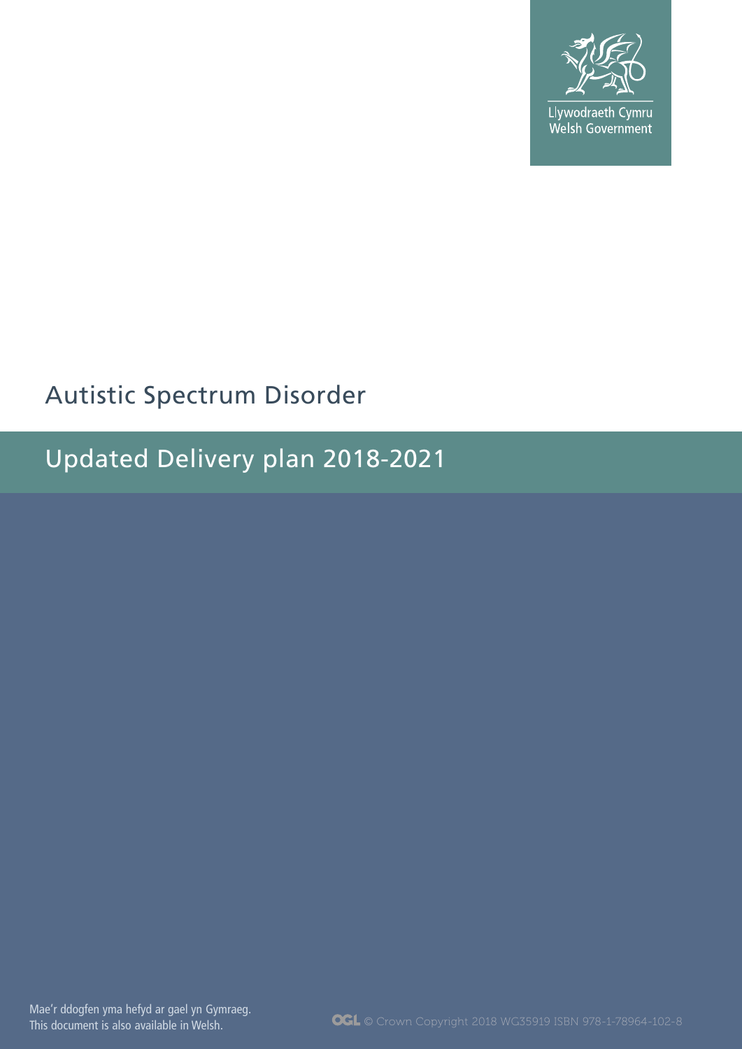Llywodraeth Cymru
Welsh Government

# Autistic Spectrum Disorder

## Updated Delivery plan 2018-2021

Mae'r ddogfen yma hefyd ar gael yn Gymraeg.
This document is also available in Welsh.

© Crown Copyright 2018 WG35919 ISBN 978-1-78964-102-8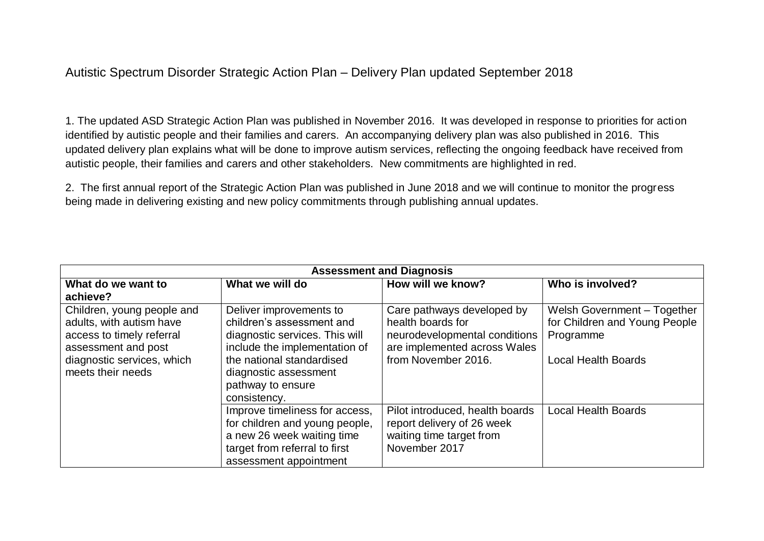# Autistic Spectrum Disorder Strategic Action Plan – Delivery Plan updated September 2018

1. The updated ASD Strategic Action Plan was published in November 2016. It was developed in response to priorities for action identified by autistic people and their families and carers. An accompanying delivery plan was also published in 2016. This updated delivery plan explains what will be done to improve autism services, reflecting the ongoing feedback have received from autistic people, their families and carers and other stakeholders. New commitments are highlighted in red.

2. The first annual report of the Strategic Action Plan was published in June 2018 and we will continue to monitor the progress being made in delivering existing and new policy commitments through publishing annual updates.

| Assessment and Diagnosis | | | |
|---|---|---|---|
| **What do we want to achieve?** | **What we will do** | **How will we know?** | **Who is involved?** |
| Children, young people and adults, with autism have access to timely referral assessment and post diagnostic services, which meets their needs | Deliver improvements to children's assessment and diagnostic services. This will include the implementation of the national standardised diagnostic assessment pathway to ensure consistency. | Care pathways developed by health boards for neurodevelopmental conditions are implemented across Wales from November 2016. | Welsh Government – Together for Children and Young People Programme<br><br>Local Health Boards |
| | Improve timeliness for access, for children and young people, a new 26 week waiting time target from referral to first assessment appointment | Pilot introduced, health boards report delivery of 26 week waiting time target from November 2017 | Local Health Boards |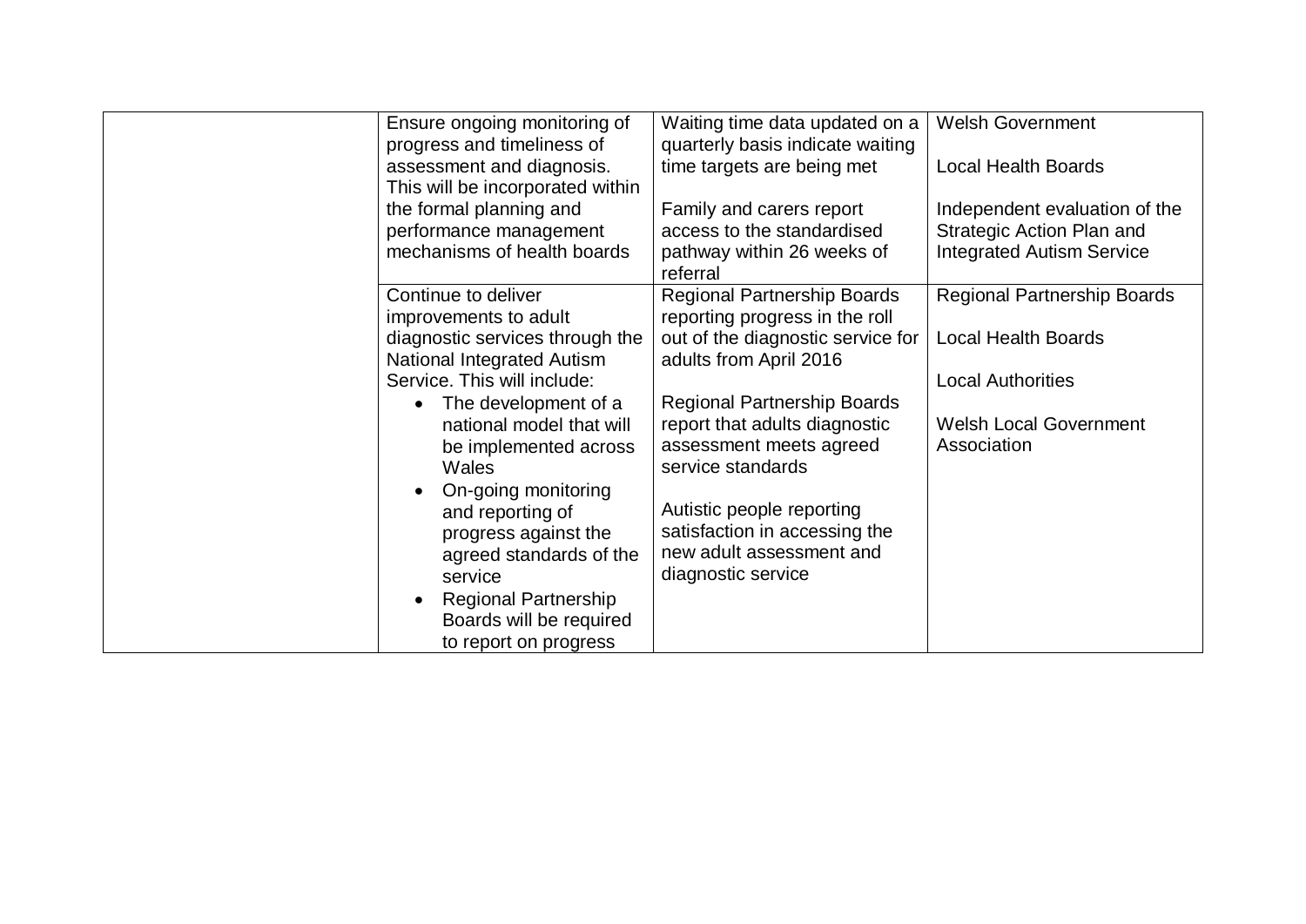| | | | |
|---|---|---|---|
| | Ensure ongoing monitoring of progress and timeliness of assessment and diagnosis. This will be incorporated within the formal planning and performance management mechanisms of health boards | Waiting time data updated on a quarterly basis indicate waiting time targets are being met<br><br>Family and carers report access to the standardised pathway within 26 weeks of referral | Welsh Government<br><br>Local Health Boards<br><br>Independent evaluation of the Strategic Action Plan and Integrated Autism Service |
| | Continue to deliver improvements to adult diagnostic services through the National Integrated Autism Service. This will include:<br>• The development of a national model that will be implemented across Wales<br>• On-going monitoring and reporting of progress against the agreed standards of the service<br>• Regional Partnership Boards will be required to report on progress | Regional Partnership Boards reporting progress in the roll out of the diagnostic service for adults from April 2016<br><br>Regional Partnership Boards report that adults diagnostic assessment meets agreed service standards<br><br>Autistic people reporting satisfaction in accessing the new adult assessment and diagnostic service | Regional Partnership Boards<br><br>Local Health Boards<br><br>Local Authorities<br><br>Welsh Local Government Association |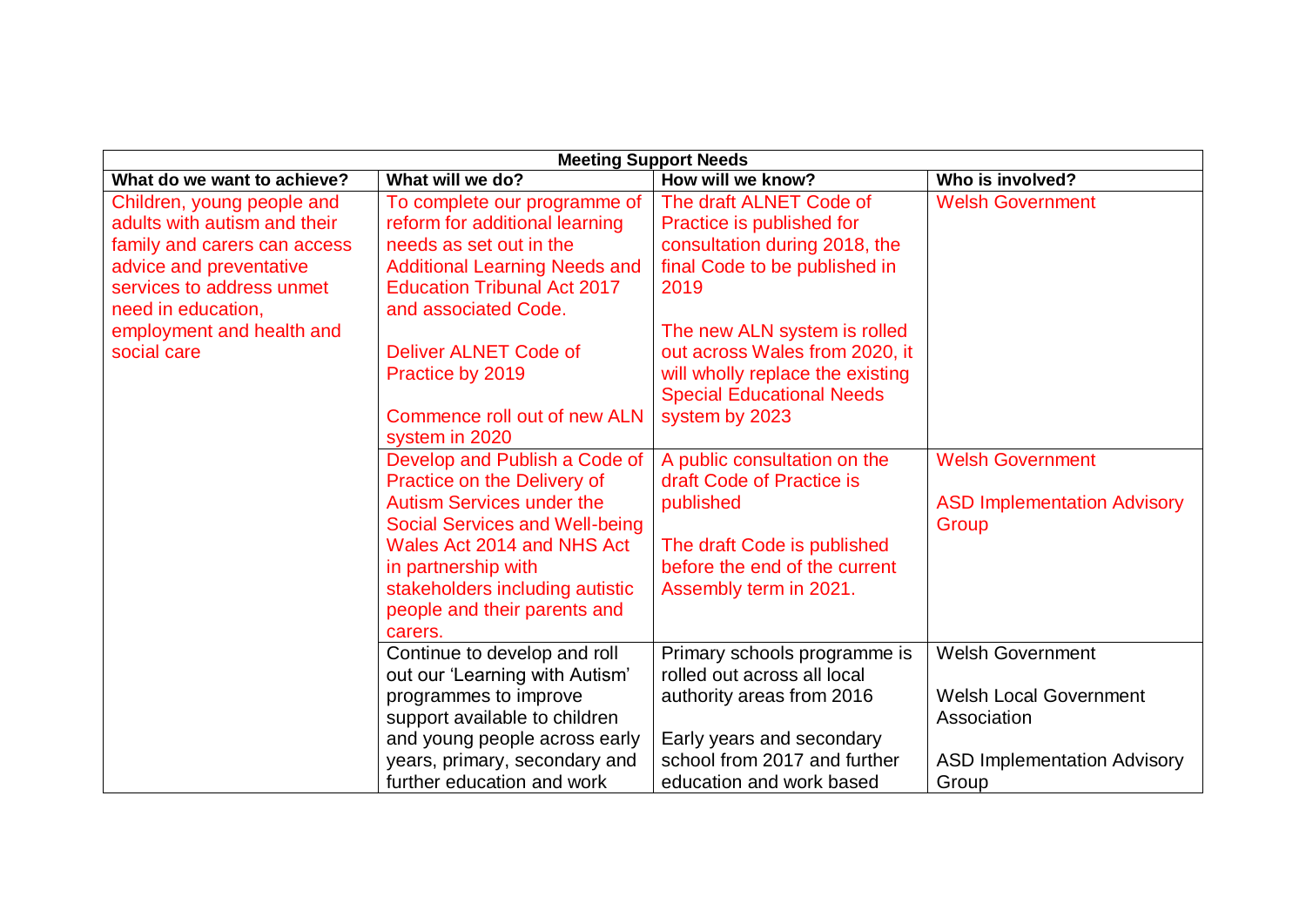| Meeting Support Needs | | | |
|---|---|---|---|
| **What do we want to achieve?** | **What will we do?** | **How will we know?** | **Who is involved?** |
| Children, young people and adults with autism and their family and carers can access advice and preventative services to address unmet need in education, employment and health and social care | To complete our programme of reform for additional learning needs as set out in the Additional Learning Needs and Education Tribunal Act 2017 and associated Code.<br><br>Deliver ALNET Code of Practice by 2019<br><br>Commence roll out of new ALN system in 2020 | The draft ALNET Code of Practice is published for consultation during 2018, the final Code to be published in 2019<br><br>The new ALN system is rolled out across Wales from 2020, it will wholly replace the existing Special Educational Needs system by 2023 | Welsh Government |
| | Develop and Publish a Code of Practice on the Delivery of Autism Services under the Social Services and Well-being Wales Act 2014 and NHS Act in partnership with stakeholders including autistic people and their parents and carers. | A public consultation on the draft Code of Practice is published<br><br>The draft Code is published before the end of the current Assembly term in 2021. | Welsh Government<br><br>ASD Implementation Advisory Group |
| | Continue to develop and roll out our 'Learning with Autism' programmes to improve support available to children and young people across early years, primary, secondary and further education and work | Primary schools programme is rolled out across all local authority areas from 2016<br><br>Early years and secondary school from 2017 and further education and work based | Welsh Government<br><br>Welsh Local Government Association<br><br>ASD Implementation Advisory Group |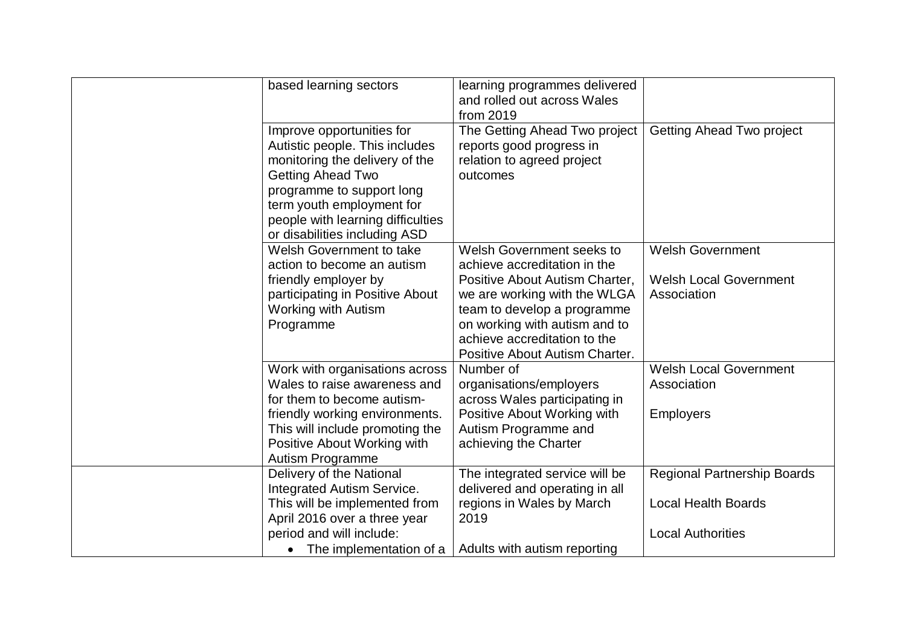| | | | |
|---|---|---|---|
| | based learning sectors | learning programmes delivered and rolled out across Wales from 2019 | |
| | Improve opportunities for Autistic people. This includes monitoring the delivery of the Getting Ahead Two programme to support long term youth employment for people with learning difficulties or disabilities including ASD | The Getting Ahead Two project reports good progress in relation to agreed project outcomes | Getting Ahead Two project |
| | Welsh Government to take action to become an autism friendly employer by participating in Positive About Working with Autism Programme | Welsh Government seeks to achieve accreditation in the Positive About Autism Charter, we are working with the WLGA team to develop a programme on working with autism and to achieve accreditation to the Positive About Autism Charter. | Welsh Government<br><br>Welsh Local Government Association |
| | Work with organisations across Wales to raise awareness and for them to become autism-friendly working environments. This will include promoting the Positive About Working with Autism Programme | Number of organisations/employers across Wales participating in Positive About Working with Autism Programme and achieving the Charter | Welsh Local Government Association<br><br>Employers |
| | Delivery of the National Integrated Autism Service. This will be implemented from April 2016 over a three year period and will include:<br>• The implementation of a | The integrated service will be delivered and operating in all regions in Wales by March 2019<br><br>Adults with autism reporting | Regional Partnership Boards<br><br>Local Health Boards<br><br>Local Authorities |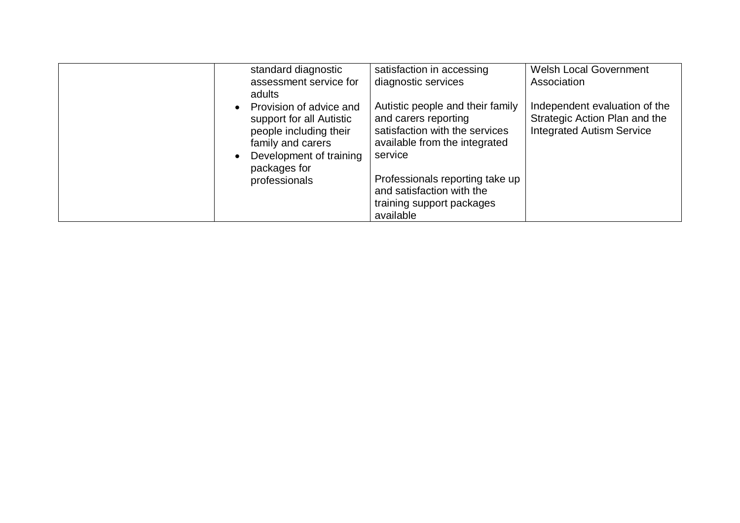| | | | |
|---|---|---|---|
| | standard diagnostic assessment service for adults<br>• Provision of advice and support for all Autistic people including their family and carers<br>• Development of training packages for professionals | satisfaction in accessing diagnostic services<br><br>Autistic people and their family and carers reporting satisfaction with the services available from the integrated service<br><br>Professionals reporting take up and satisfaction with the training support packages available | Welsh Local Government Association<br><br>Independent evaluation of the Strategic Action Plan and the Integrated Autism Service |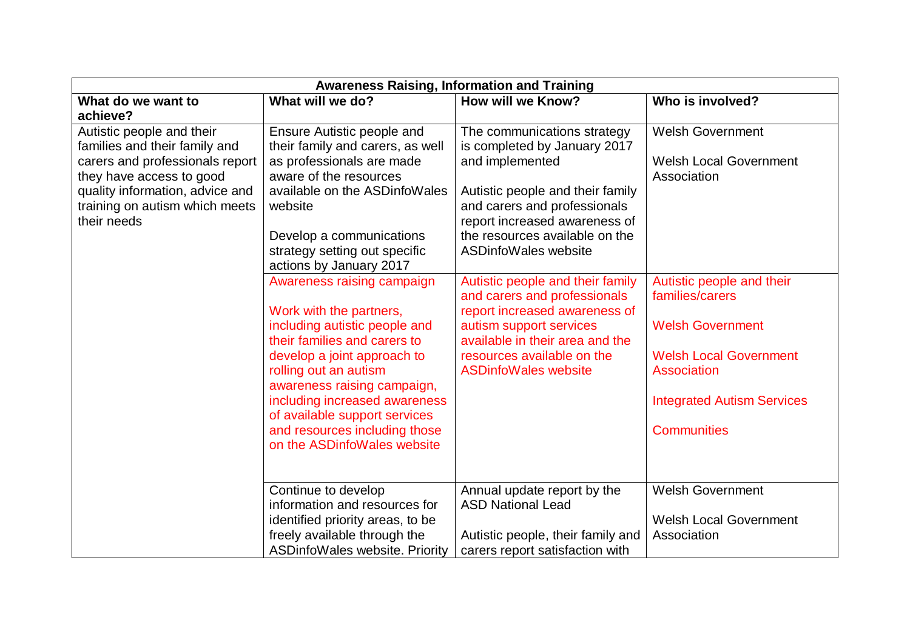| Awareness Raising, Information and Training | | | |
|---|---|---|---|
| **What do we want to achieve?** | **What will we do?** | **How will we Know?** | **Who is involved?** |
| Autistic people and their families and their family and carers and professionals report they have access to good quality information, advice and training on autism which meets their needs | Ensure Autistic people and their family and carers, as well as professionals are made aware of the resources available on the ASDinfoWales website<br><br>Develop a communications strategy setting out specific actions by January 2017 | The communications strategy is completed by January 2017 and implemented<br><br>Autistic people and their family and carers and professionals report increased awareness of the resources available on the ASDinfoWales website | Welsh Government<br><br>Welsh Local Government Association |
| | Awareness raising campaign<br><br>Work with the partners, including autistic people and their families and carers to develop a joint approach to rolling out an autism awareness raising campaign, including increased awareness of available support services and resources including those on the ASDinfoWales website | Autistic people and their family and carers and professionals report increased awareness of autism support services available in their area and the resources available on the ASDinfoWales website | Autistic people and their families/carers<br><br>Welsh Government<br><br>Welsh Local Government Association<br><br>Integrated Autism Services<br><br>Communities |
| | Continue to develop information and resources for identified priority areas, to be freely available through the ASDinfoWales website. Priority | Annual update report by the ASD National Lead<br><br>Autistic people, their family and carers report satisfaction with | Welsh Government<br><br>Welsh Local Government Association |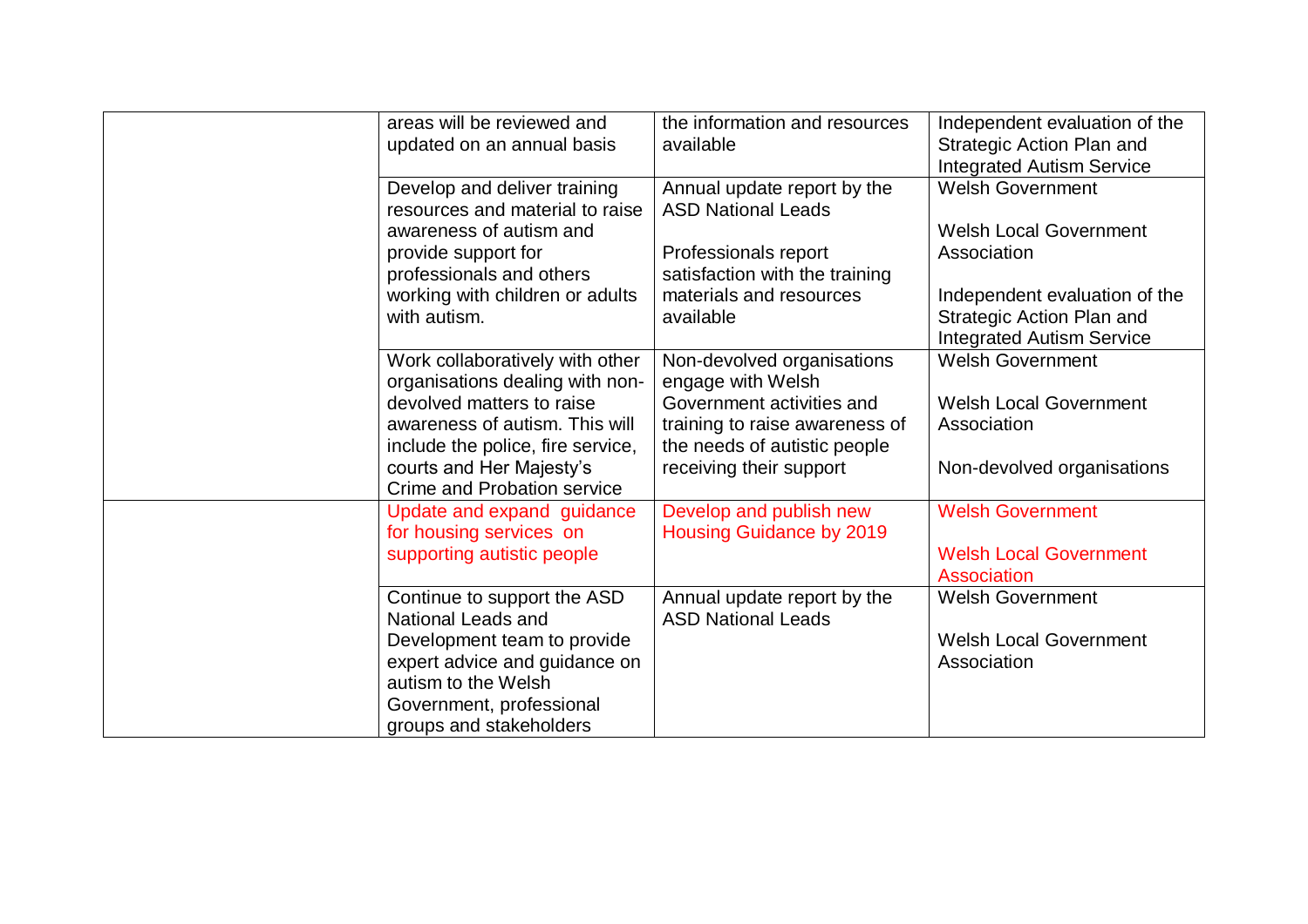| | | | |
|---|---|---|---|
| | areas will be reviewed and updated on an annual basis | the information and resources available | Independent evaluation of the Strategic Action Plan and Integrated Autism Service |
| | Develop and deliver training resources and material to raise awareness of autism and provide support for professionals and others working with children or adults with autism. | Annual update report by the ASD National Leads<br><br>Professionals report satisfaction with the training materials and resources available | Welsh Government<br><br>Welsh Local Government Association<br><br>Independent evaluation of the Strategic Action Plan and Integrated Autism Service |
| | Work collaboratively with other organisations dealing with non-devolved matters to raise awareness of autism. This will include the police, fire service, courts and Her Majesty's Crime and Probation service | Non-devolved organisations engage with Welsh Government activities and training to raise awareness of the needs of autistic people receiving their support | Welsh Government<br><br>Welsh Local Government Association<br><br>Non-devolved organisations |
| | Update and expand guidance for housing services on supporting autistic people | Develop and publish new Housing Guidance by 2019 | Welsh Government<br><br>Welsh Local Government Association |
| | Continue to support the ASD National Leads and Development team to provide expert advice and guidance on autism to the Welsh Government, professional groups and stakeholders | Annual update report by the ASD National Leads | Welsh Government<br><br>Welsh Local Government Association |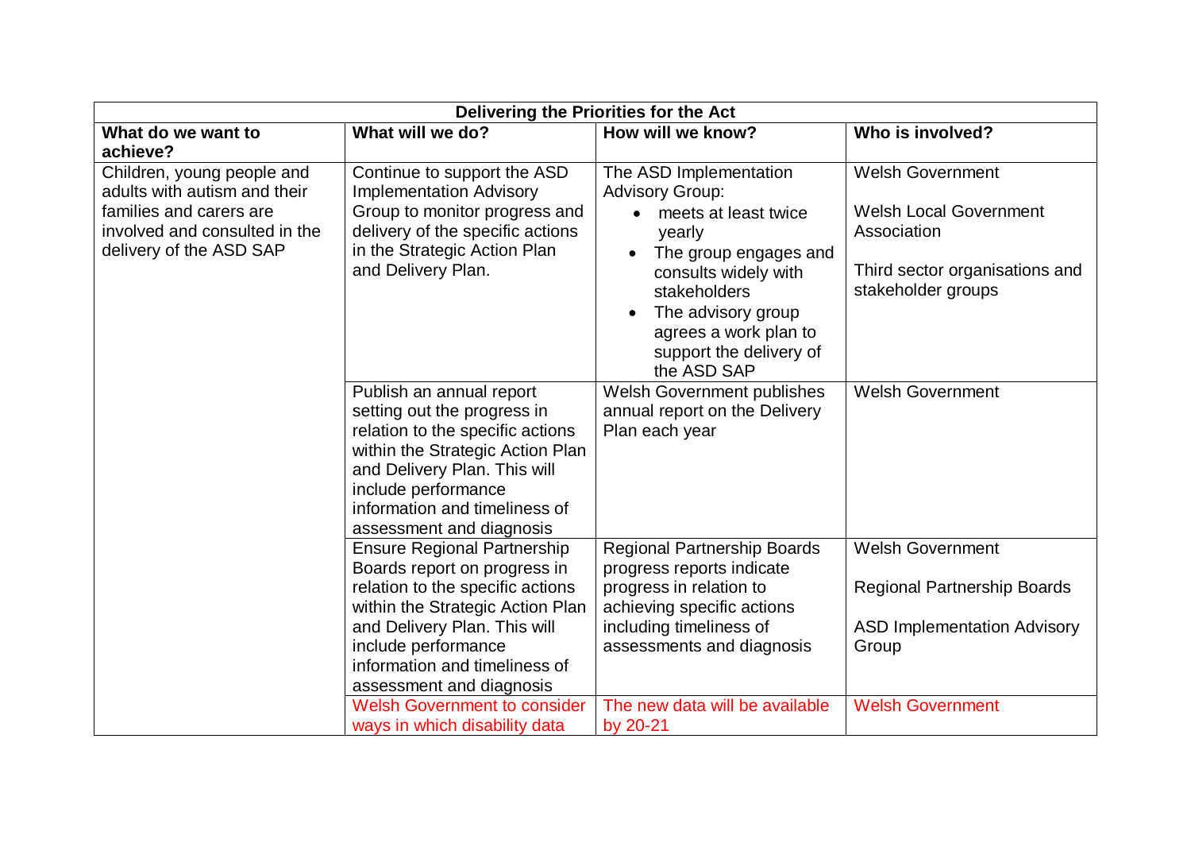| Delivering the Priorities for the Act | | | |
|---|---|---|---|
| **What do we want to achieve?** | **What will we do?** | **How will we know?** | **Who is involved?** |
| Children, young people and adults with autism and their families and carers are involved and consulted in the delivery of the ASD SAP | Continue to support the ASD Implementation Advisory Group to monitor progress and delivery of the specific actions in the Strategic Action Plan and Delivery Plan. | The ASD Implementation Advisory Group: <br>• meets at least twice yearly <br>• The group engages and consults widely with stakeholders <br>• The advisory group agrees a work plan to support the delivery of the ASD SAP | Welsh Government <br><br>Welsh Local Government Association <br><br>Third sector organisations and stakeholder groups |
| | Publish an annual report setting out the progress in relation to the specific actions within the Strategic Action Plan and Delivery Plan. This will include performance information and timeliness of assessment and diagnosis | Welsh Government publishes annual report on the Delivery Plan each year | Welsh Government |
| | Ensure Regional Partnership Boards report on progress in relation to the specific actions within the Strategic Action Plan and Delivery Plan. This will include performance information and timeliness of assessment and diagnosis | Regional Partnership Boards progress reports indicate progress in relation to achieving specific actions including timeliness of assessments and diagnosis | Welsh Government <br><br>Regional Partnership Boards <br><br>ASD Implementation Advisory Group |
| | Welsh Government to consider ways in which disability data | The new data will be available by 20-21 | Welsh Government |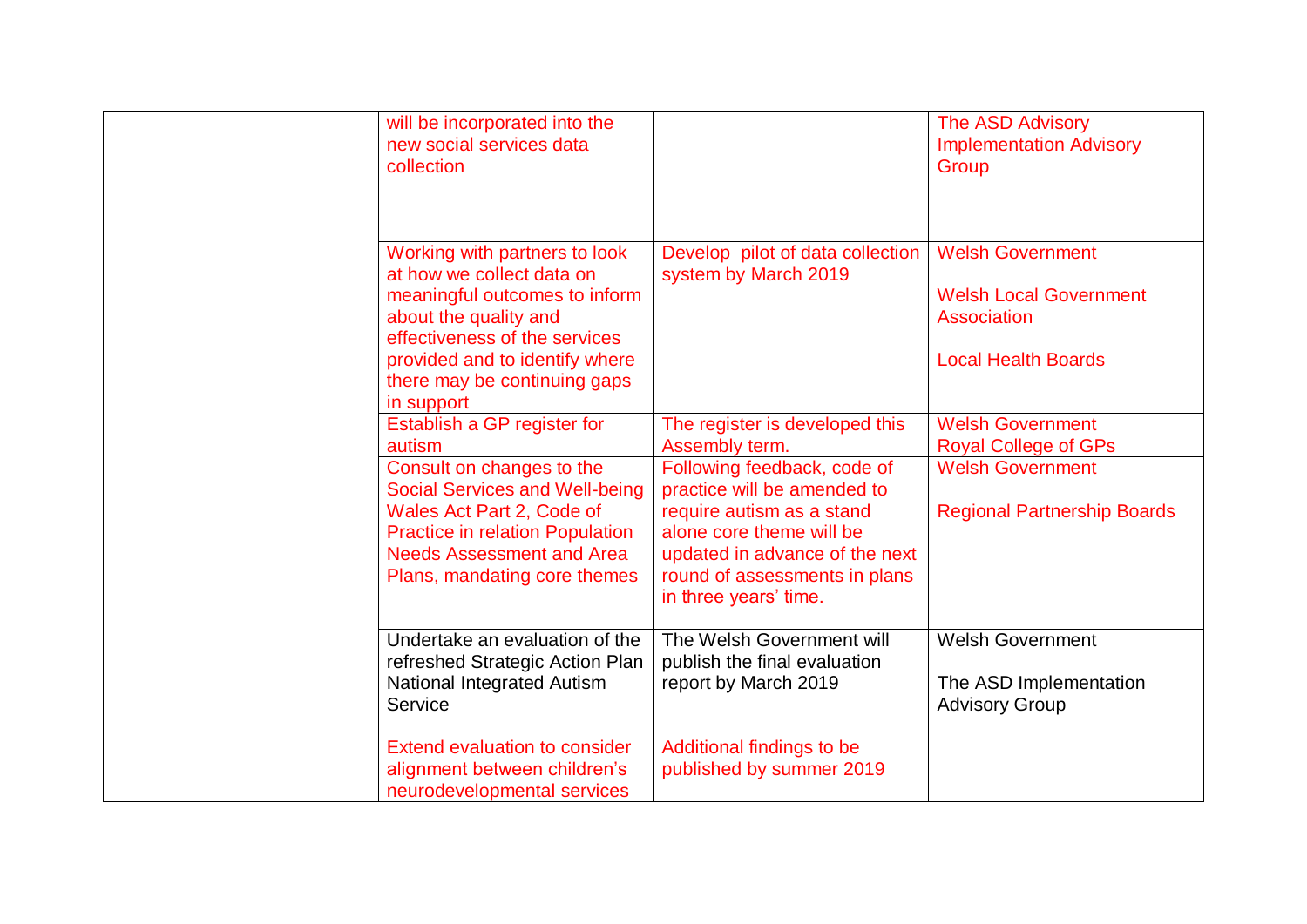| | | | |
|---|---|---|---|
| | will be incorporated into the new social services data collection | | The ASD Advisory Implementation Advisory Group |
| | Working with partners to look at how we collect data on meaningful outcomes to inform about the quality and effectiveness of the services provided and to identify where there may be continuing gaps in support | Develop pilot of data collection system by March 2019 | Welsh Government<br><br>Welsh Local Government Association<br><br>Local Health Boards |
| | Establish a GP register for autism | The register is developed this Assembly term. | Welsh Government<br>Royal College of GPs |
| | Consult on changes to the Social Services and Well-being Wales Act Part 2, Code of Practice in relation Population Needs Assessment and Area Plans, mandating core themes | Following feedback, code of practice will be amended to require autism as a stand alone core theme will be updated in advance of the next round of assessments in plans in three years' time. | Welsh Government<br><br>Regional Partnership Boards |
| | Undertake an evaluation of the refreshed Strategic Action Plan National Integrated Autism Service<br><br>Extend evaluation to consider alignment between children's neurodevelopmental services | The Welsh Government will publish the final evaluation report by March 2019<br><br>Additional findings to be published by summer 2019 | Welsh Government<br><br>The ASD Implementation Advisory Group |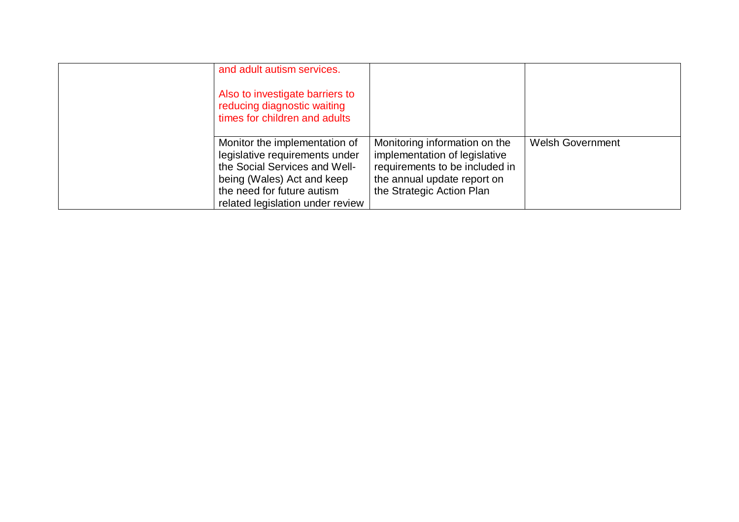| | | | |
|---|---|---|---|
| | and adult autism services.<br><br>Also to investigate barriers to reducing diagnostic waiting times for children and adults | | |
| | Monitor the implementation of legislative requirements under the Social Services and Well-being (Wales) Act and keep the need for future autism related legislation under review | Monitoring information on the implementation of legislative requirements to be included in the annual update report on the Strategic Action Plan | Welsh Government |